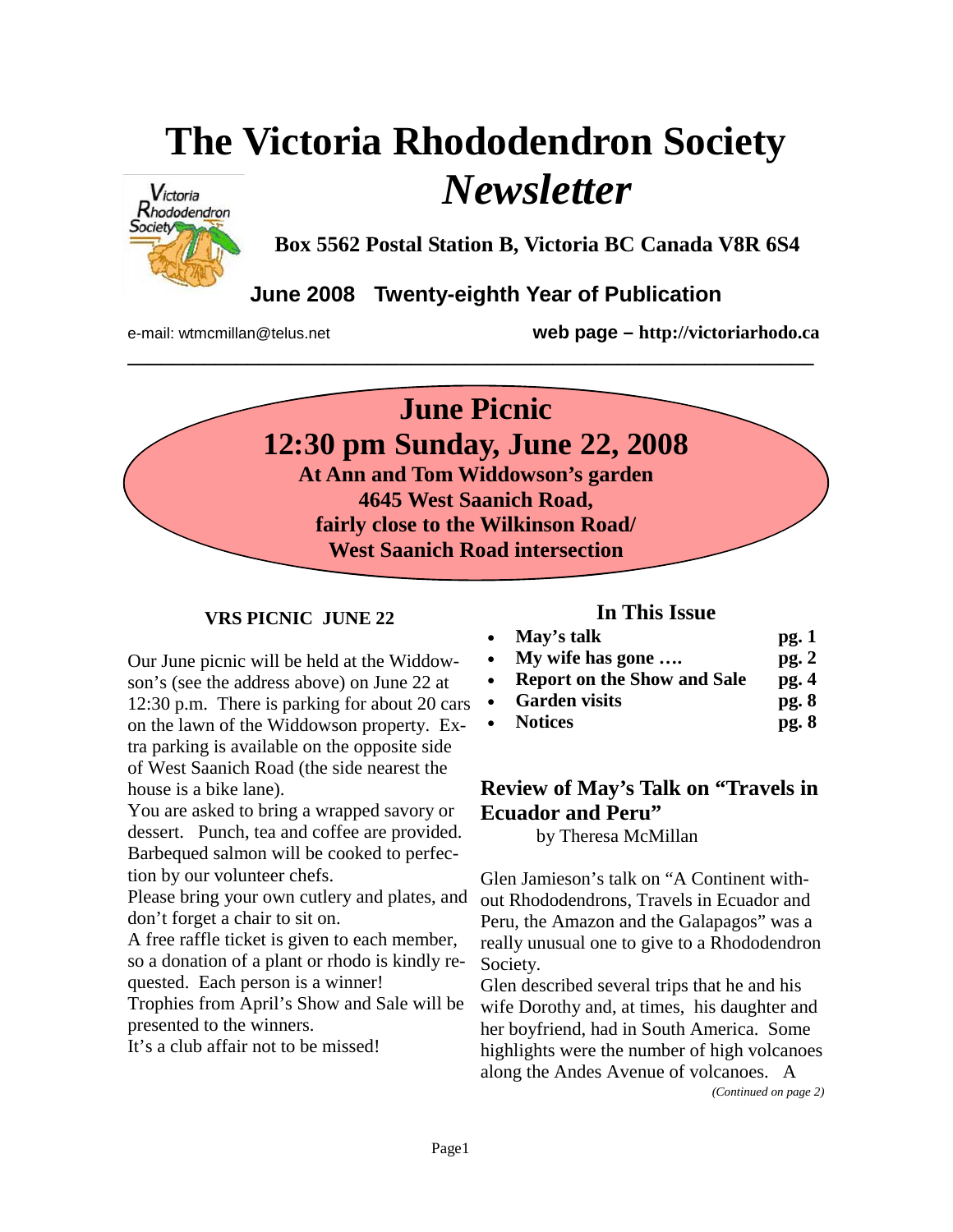# The Victoria Rhododendron Society *Newsletter*

**Box 5562 Postal Station B, Victoria BC Canada V8R 6S4**

**June 2008 Twenty-eighth Year of Publication**

e-mail: wtmcmillan@telus.net **web page – http://victoriarhodo.ca**

---

## June Picnic
## 12:30 pm Sunday, June 22, 2008

**At Ann and Tom Widdowson's garden**
**4645 West Saanich Road,**
**fairly close to the Wilkinson Road/ West Saanich Road intersection**

### VRS PICNIC JUNE 22

Our June picnic will be held at the Widdowson's (see the address above) on June 22 at 12:30 p.m. There is parking for about 20 cars on the lawn of the Widdowson property. Extra parking is available on the opposite side of West Saanich Road (the side nearest the house is a bike lane).

You are asked to bring a wrapped savory or dessert. Punch, tea and coffee are provided. Barbequed salmon will be cooked to perfection by our volunteer chefs.

Please bring your own cutlery and plates, and don't forget a chair to sit on.

A free raffle ticket is given to each member, so a donation of a plant or rhodo is kindly requested. Each person is a winner!

Trophies from April's Show and Sale will be presented to the winners.

It's a club affair not to be missed!

### In This Issue

- **May's talk** **pg. 1**
- **My wife has gone ….** **pg. 2**
- **Report on the Show and Sale** **pg. 4**
- **Garden visits** **pg. 8**
- **Notices** **pg. 8**

## Review of May's Talk on "Travels in Ecuador and Peru"

by Theresa McMillan

Glen Jamieson's talk on "A Continent without Rhododendrons, Travels in Ecuador and Peru, the Amazon and the Galapagos" was a really unusual one to give to a Rhododendron Society.

Glen described several trips that he and his wife Dorothy and, at times, his daughter and her boyfriend, had in South America. Some highlights were the number of high volcanoes along the Andes Avenue of volcanoes. A

*(Continued on page 2)*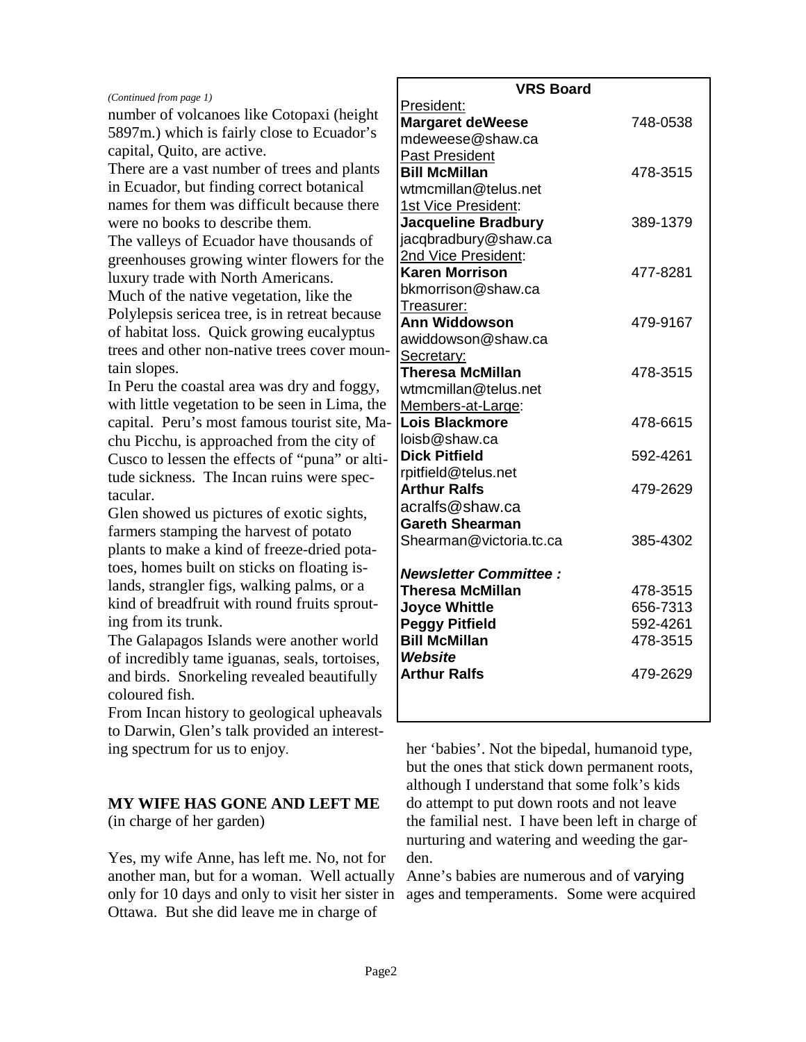*(Continued from page 1)*

number of volcanoes like Cotopaxi (height 5897m.) which is fairly close to Ecuador's capital, Quito, are active.

There are a vast number of trees and plants in Ecuador, but finding correct botanical names for them was difficult because there were no books to describe them.

The valleys of Ecuador have thousands of greenhouses growing winter flowers for the luxury trade with North Americans.

Much of the native vegetation, like the Polylepsis sericea tree, is in retreat because of habitat loss. Quick growing eucalyptus trees and other non-native trees cover mountain slopes.

In Peru the coastal area was dry and foggy, with little vegetation to be seen in Lima, the capital. Peru's most famous tourist site, Machu Picchu, is approached from the city of Cusco to lessen the effects of "puna" or altitude sickness. The Incan ruins were spectacular.

Glen showed us pictures of exotic sights, farmers stamping the harvest of potato plants to make a kind of freeze-dried potatoes, homes built on sticks on floating islands, strangler figs, walking palms, or a kind of breadfruit with round fruits sprouting from its trunk.

The Galapagos Islands were another world of incredibly tame iguanas, seals, tortoises, and birds. Snorkeling revealed beautifully coloured fish.

From Incan history to geological upheavals to Darwin, Glen's talk provided an interesting spectrum for us to enjoy.

| VRS Board | |
|---|---|
| President: | |
| **Margaret deWeese** | 748-0538 |
| mdeweese@shaw.ca | |
| Past President | |
| **Bill McMillan** | 478-3515 |
| wtmcmillan@telus.net | |
| 1st Vice President: | |
| **Jacqueline Bradbury** | 389-1379 |
| jacqbradbury@shaw.ca | |
| 2nd Vice President: | |
| **Karen Morrison** | 477-8281 |
| bkmorrison@shaw.ca | |
| Treasurer: | |
| **Ann Widdowson** | 479-9167 |
| awiddowson@shaw.ca | |
| Secretary: | |
| **Theresa McMillan** | 478-3515 |
| wtmcmillan@telus.net | |
| Members-at-Large: | |
| **Lois Blackmore** | 478-6615 |
| loisb@shaw.ca | |
| **Dick Pitfield** | 592-4261 |
| rpitfield@telus.net | |
| **Arthur Ralfs** | 479-2629 |
| acralfs@shaw.ca | |
| **Gareth Shearman** | |
| Shearman@victoria.tc.ca | 385-4302 |
| ***Newsletter Committee :*** | |
| **Theresa McMillan** | 478-3515 |
| **Joyce Whittle** | 656-7313 |
| **Peggy Pitfield** | 592-4261 |
| **Bill McMillan** | 478-3515 |
| ***Website*** | |
| **Arthur Ralfs** | 479-2629 |

## MY WIFE HAS GONE AND LEFT ME

(in charge of her garden)

Yes, my wife Anne, has left me. No, not for another man, but for a woman. Well actually only for 10 days and only to visit her sister in Ottawa. But she did leave me in charge of her 'babies'. Not the bipedal, humanoid type, but the ones that stick down permanent roots, although I understand that some folk's kids do attempt to put down roots and not leave the familial nest. I have been left in charge of nurturing and watering and weeding the garden.

Anne's babies are numerous and of varying ages and temperaments. Some were acquired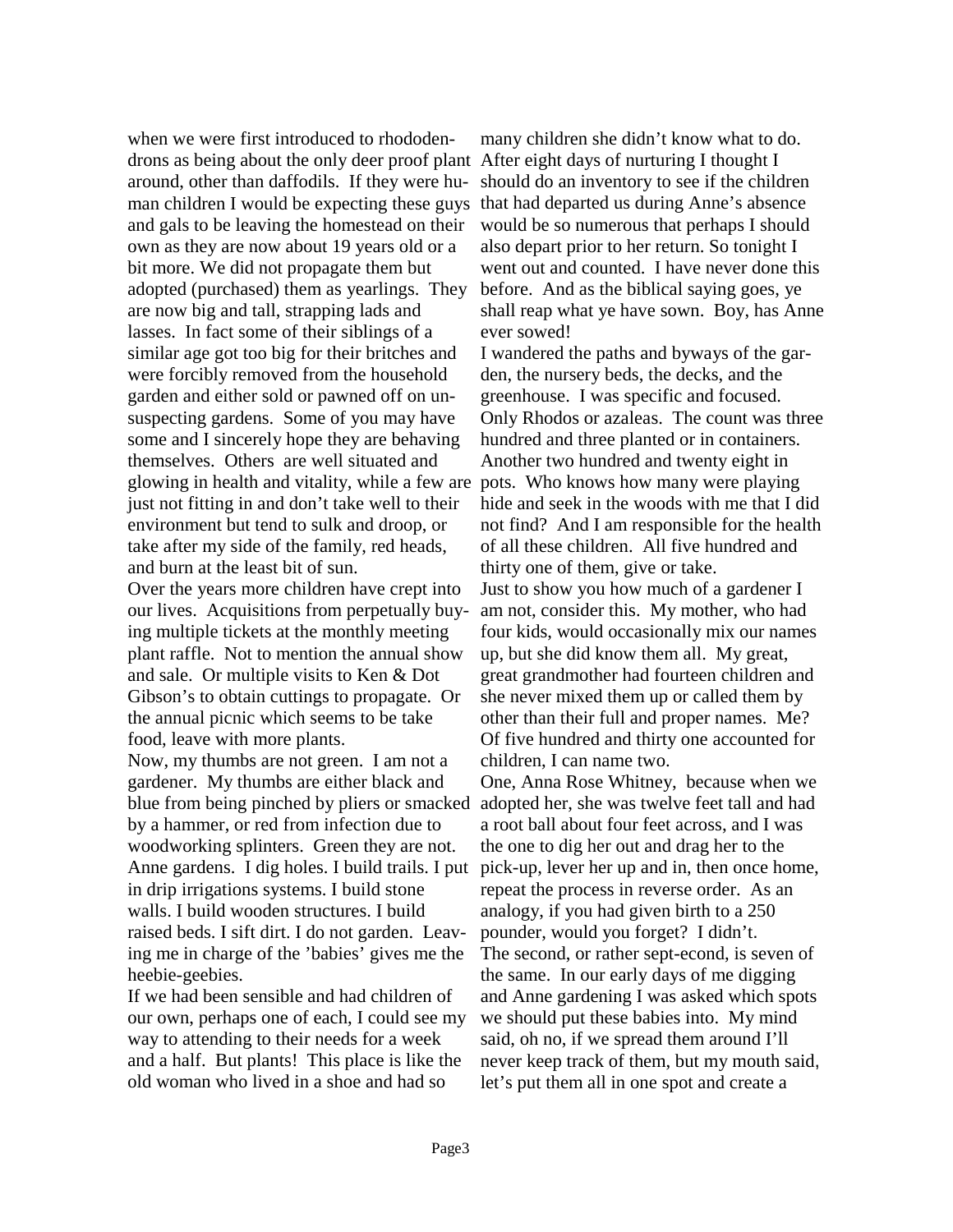when we were first introduced to rhododendrons as being about the only deer proof plant around, other than daffodils. If they were human children I would be expecting these guys and gals to be leaving the homestead on their own as they are now about 19 years old or a bit more. We did not propagate them but adopted (purchased) them as yearlings. They are now big and tall, strapping lads and lasses. In fact some of their siblings of a similar age got too big for their britches and were forcibly removed from the household garden and either sold or pawned off on unsuspecting gardens. Some of you may have some and I sincerely hope they are behaving themselves. Others are well situated and glowing in health and vitality, while a few are just not fitting in and don't take well to their environment but tend to sulk and droop, or take after my side of the family, red heads, and burn at the least bit of sun.

Over the years more children have crept into our lives. Acquisitions from perpetually buying multiple tickets at the monthly meeting plant raffle. Not to mention the annual show and sale. Or multiple visits to Ken & Dot Gibson's to obtain cuttings to propagate. Or the annual picnic which seems to be take food, leave with more plants.

Now, my thumbs are not green. I am not a gardener. My thumbs are either black and blue from being pinched by pliers or smacked by a hammer, or red from infection due to woodworking splinters. Green they are not. Anne gardens. I dig holes. I build trails. I put in drip irrigations systems. I build stone walls. I build wooden structures. I build raised beds. I sift dirt. I do not garden. Leaving me in charge of the 'babies' gives me the heebie-geebies.

If we had been sensible and had children of our own, perhaps one of each, I could see my way to attending to their needs for a week and a half. But plants! This place is like the old woman who lived in a shoe and had so many children she didn't know what to do. After eight days of nurturing I thought I should do an inventory to see if the children that had departed us during Anne's absence would be so numerous that perhaps I should also depart prior to her return. So tonight I went out and counted. I have never done this before. And as the biblical saying goes, ye shall reap what ye have sown. Boy, has Anne ever sowed!

I wandered the paths and byways of the garden, the nursery beds, the decks, and the greenhouse. I was specific and focused. Only Rhodos or azaleas. The count was three hundred and three planted or in containers. Another two hundred and twenty eight in pots. Who knows how many were playing hide and seek in the woods with me that I did not find? And I am responsible for the health of all these children. All five hundred and thirty one of them, give or take.

Just to show you how much of a gardener I am not, consider this. My mother, who had four kids, would occasionally mix our names up, but she did know them all. My great, great grandmother had fourteen children and she never mixed them up or called them by other than their full and proper names. Me? Of five hundred and thirty one accounted for children, I can name two.

One, Anna Rose Whitney, because when we adopted her, she was twelve feet tall and had a root ball about four feet across, and I was the one to dig her out and drag her to the pick-up, lever her up and in, then once home, repeat the process in reverse order. As an analogy, if you had given birth to a 250 pounder, would you forget? I didn't.

The second, or rather sept-econd, is seven of the same. In our early days of me digging and Anne gardening I was asked which spots we should put these babies into. My mind said, oh no, if we spread them around I'll never keep track of them, but my mouth said, let's put them all in one spot and create a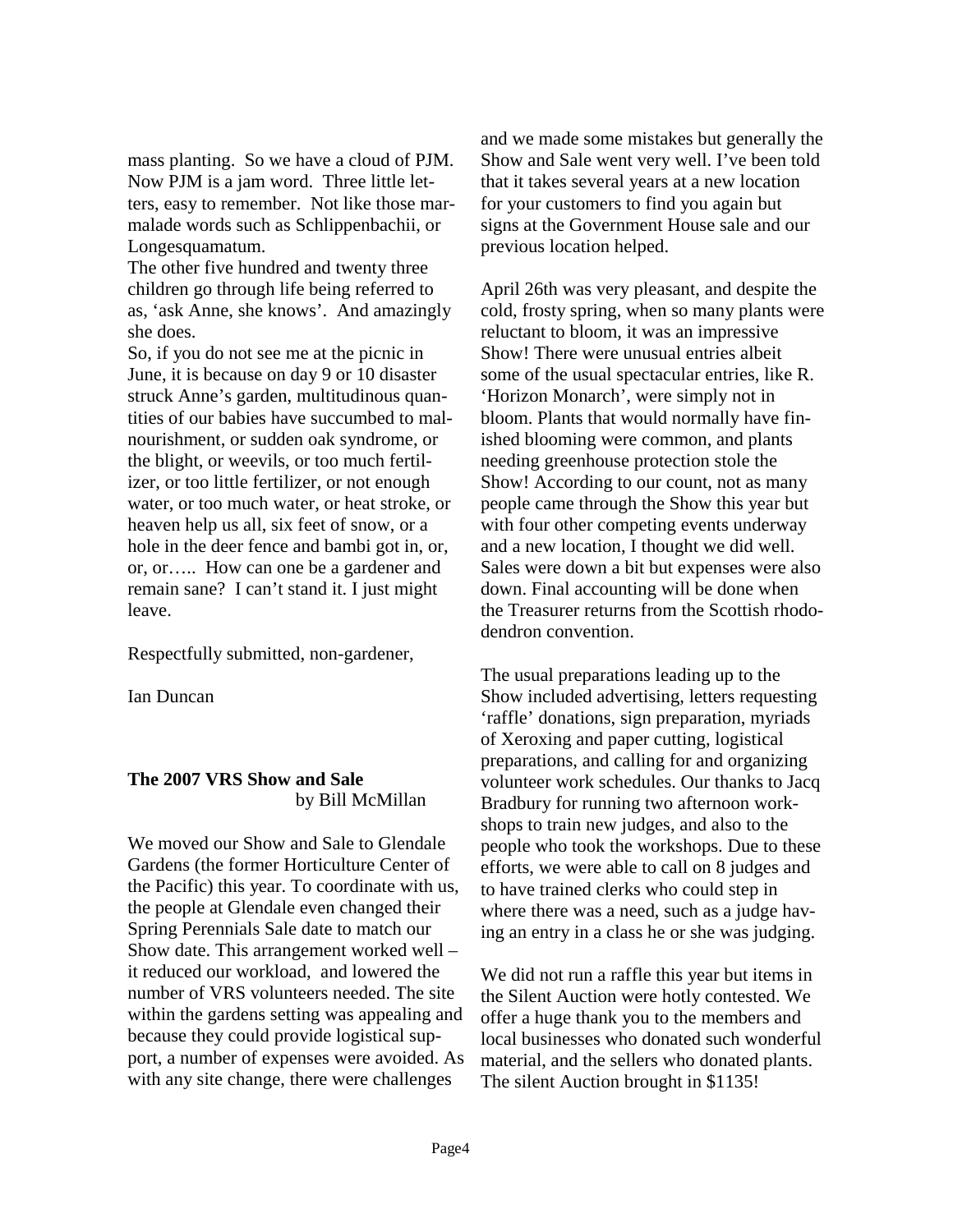mass planting. So we have a cloud of PJM. Now PJM is a jam word. Three little letters, easy to remember. Not like those marmalade words such as Schlippenbachii, or Longesquamatum.

The other five hundred and twenty three children go through life being referred to as, 'ask Anne, she knows'. And amazingly she does.

So, if you do not see me at the picnic in June, it is because on day 9 or 10 disaster struck Anne's garden, multitudinous quantities of our babies have succumbed to malnourishment, or sudden oak syndrome, or the blight, or weevils, or too much fertilizer, or too little fertilizer, or not enough water, or too much water, or heat stroke, or heaven help us all, six feet of snow, or a hole in the deer fence and bambi got in, or, or, or….. How can one be a gardener and remain sane? I can't stand it. I just might leave.

Respectfully submitted, non-gardener,

Ian Duncan

**The 2007 VRS Show and Sale**
by Bill McMillan

We moved our Show and Sale to Glendale Gardens (the former Horticulture Center of the Pacific) this year. To coordinate with us, the people at Glendale even changed their Spring Perennials Sale date to match our Show date. This arrangement worked well – it reduced our workload, and lowered the number of VRS volunteers needed. The site within the gardens setting was appealing and because they could provide logistical support, a number of expenses were avoided. As with any site change, there were challenges and we made some mistakes but generally the Show and Sale went very well. I've been told that it takes several years at a new location for your customers to find you again but signs at the Government House sale and our previous location helped.

April 26th was very pleasant, and despite the cold, frosty spring, when so many plants were reluctant to bloom, it was an impressive Show! There were unusual entries albeit some of the usual spectacular entries, like R. 'Horizon Monarch', were simply not in bloom. Plants that would normally have finished blooming were common, and plants needing greenhouse protection stole the Show! According to our count, not as many people came through the Show this year but with four other competing events underway and a new location, I thought we did well. Sales were down a bit but expenses were also down. Final accounting will be done when the Treasurer returns from the Scottish rhododendron convention.

The usual preparations leading up to the Show included advertising, letters requesting 'raffle' donations, sign preparation, myriads of Xeroxing and paper cutting, logistical preparations, and calling for and organizing volunteer work schedules. Our thanks to Jacq Bradbury for running two afternoon workshops to train new judges, and also to the people who took the workshops. Due to these efforts, we were able to call on 8 judges and to have trained clerks who could step in where there was a need, such as a judge having an entry in a class he or she was judging.

We did not run a raffle this year but items in the Silent Auction were hotly contested. We offer a huge thank you to the members and local businesses who donated such wonderful material, and the sellers who donated plants. The silent Auction brought in $1135!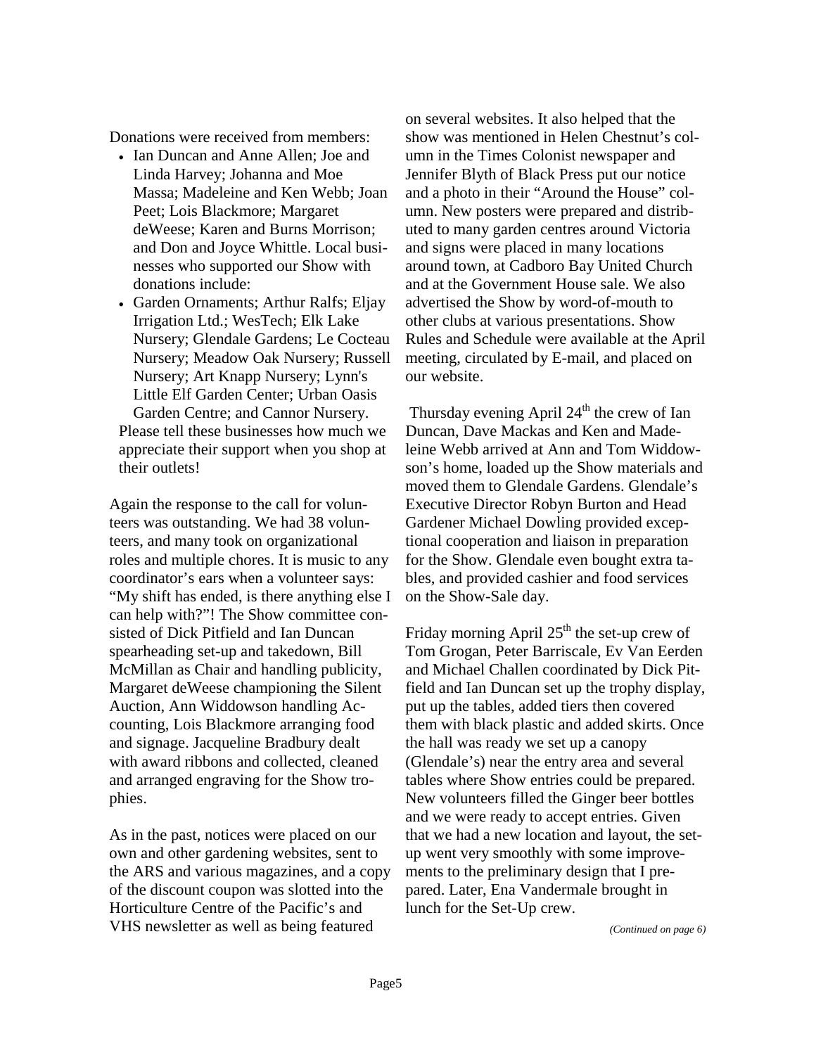Donations were received from members:

- Ian Duncan and Anne Allen; Joe and Linda Harvey; Johanna and Moe Massa; Madeleine and Ken Webb; Joan Peet; Lois Blackmore; Margaret deWeese; Karen and Burns Morrison; and Don and Joyce Whittle. Local businesses who supported our Show with donations include:
- Garden Ornaments; Arthur Ralfs; Eljay Irrigation Ltd.; WesTech; Elk Lake Nursery; Glendale Gardens; Le Cocteau Nursery; Meadow Oak Nursery; Russell Nursery; Art Knapp Nursery; Lynn's Little Elf Garden Center; Urban Oasis Garden Centre; and Cannor Nursery.

Please tell these businesses how much we appreciate their support when you shop at their outlets!

Again the response to the call for volunteers was outstanding. We had 38 volunteers, and many took on organizational roles and multiple chores. It is music to any coordinator's ears when a volunteer says: "My shift has ended, is there anything else I can help with?"! The Show committee consisted of Dick Pitfield and Ian Duncan spearheading set-up and takedown, Bill McMillan as Chair and handling publicity, Margaret deWeese championing the Silent Auction, Ann Widdowson handling Accounting, Lois Blackmore arranging food and signage. Jacqueline Bradbury dealt with award ribbons and collected, cleaned and arranged engraving for the Show trophies.

As in the past, notices were placed on our own and other gardening websites, sent to the ARS and various magazines, and a copy of the discount coupon was slotted into the Horticulture Centre of the Pacific's and VHS newsletter as well as being featured on several websites. It also helped that the show was mentioned in Helen Chestnut's column in the Times Colonist newspaper and Jennifer Blyth of Black Press put our notice and a photo in their "Around the House" column. New posters were prepared and distributed to many garden centres around Victoria and signs were placed in many locations around town, at Cadboro Bay United Church and at the Government House sale. We also advertised the Show by word-of-mouth to other clubs at various presentations. Show Rules and Schedule were available at the April meeting, circulated by E-mail, and placed on our website.

Thursday evening April 24th the crew of Ian Duncan, Dave Mackas and Ken and Madeleine Webb arrived at Ann and Tom Widdowson's home, loaded up the Show materials and moved them to Glendale Gardens. Glendale's Executive Director Robyn Burton and Head Gardener Michael Dowling provided exceptional cooperation and liaison in preparation for the Show. Glendale even bought extra tables, and provided cashier and food services on the Show-Sale day.

Friday morning April 25th the set-up crew of Tom Grogan, Peter Barriscale, Ev Van Eerden and Michael Challen coordinated by Dick Pitfield and Ian Duncan set up the trophy display, put up the tables, added tiers then covered them with black plastic and added skirts. Once the hall was ready we set up a canopy (Glendale's) near the entry area and several tables where Show entries could be prepared. New volunteers filled the Ginger beer bottles and we were ready to accept entries. Given that we had a new location and layout, the set-up went very smoothly with some improvements to the preliminary design that I prepared. Later, Ena Vandermale brought in lunch for the Set-Up crew.

*(Continued on page 6)*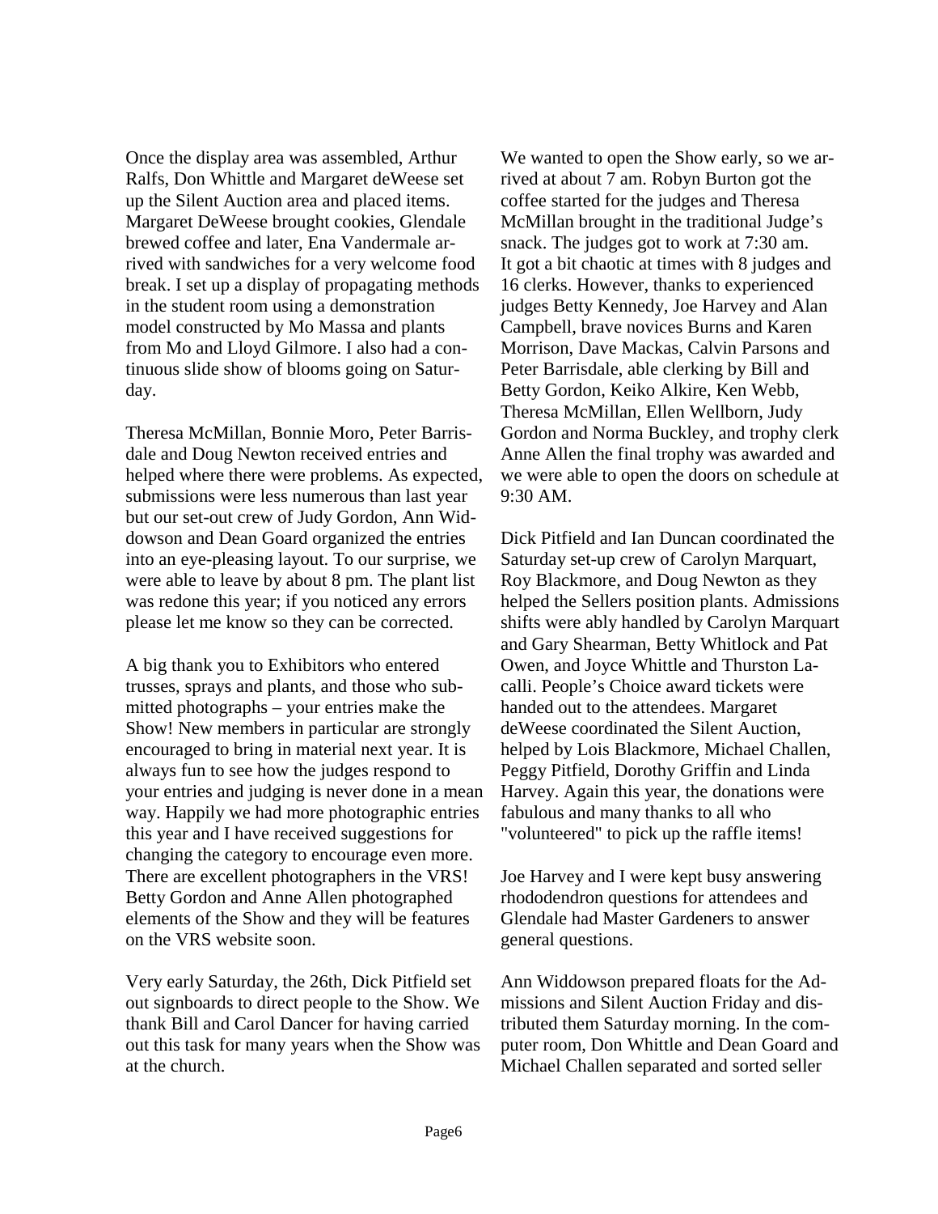Once the display area was assembled, Arthur Ralfs, Don Whittle and Margaret deWeese set up the Silent Auction area and placed items. Margaret DeWeese brought cookies, Glendale brewed coffee and later, Ena Vandermale arrived with sandwiches for a very welcome food break. I set up a display of propagating methods in the student room using a demonstration model constructed by Mo Massa and plants from Mo and Lloyd Gilmore. I also had a continuous slide show of blooms going on Saturday.

Theresa McMillan, Bonnie Moro, Peter Barrisdale and Doug Newton received entries and helped where there were problems. As expected, submissions were less numerous than last year but our set-out crew of Judy Gordon, Ann Widdowson and Dean Goard organized the entries into an eye-pleasing layout. To our surprise, we were able to leave by about 8 pm. The plant list was redone this year; if you noticed any errors please let me know so they can be corrected.

A big thank you to Exhibitors who entered trusses, sprays and plants, and those who submitted photographs – your entries make the Show! New members in particular are strongly encouraged to bring in material next year. It is always fun to see how the judges respond to your entries and judging is never done in a mean way. Happily we had more photographic entries this year and I have received suggestions for changing the category to encourage even more. There are excellent photographers in the VRS! Betty Gordon and Anne Allen photographed elements of the Show and they will be features on the VRS website soon.

Very early Saturday, the 26th, Dick Pitfield set out signboards to direct people to the Show. We thank Bill and Carol Dancer for having carried out this task for many years when the Show was at the church.

We wanted to open the Show early, so we arrived at about 7 am. Robyn Burton got the coffee started for the judges and Theresa McMillan brought in the traditional Judge's snack. The judges got to work at 7:30 am. It got a bit chaotic at times with 8 judges and 16 clerks. However, thanks to experienced judges Betty Kennedy, Joe Harvey and Alan Campbell, brave novices Burns and Karen Morrison, Dave Mackas, Calvin Parsons and Peter Barrisdale, able clerking by Bill and Betty Gordon, Keiko Alkire, Ken Webb, Theresa McMillan, Ellen Wellborn, Judy Gordon and Norma Buckley, and trophy clerk Anne Allen the final trophy was awarded and we were able to open the doors on schedule at 9:30 AM.

Dick Pitfield and Ian Duncan coordinated the Saturday set-up crew of Carolyn Marquart, Roy Blackmore, and Doug Newton as they helped the Sellers position plants. Admissions shifts were ably handled by Carolyn Marquart and Gary Shearman, Betty Whitlock and Pat Owen, and Joyce Whittle and Thurston Lacalli. People's Choice award tickets were handed out to the attendees. Margaret deWeese coordinated the Silent Auction, helped by Lois Blackmore, Michael Challen, Peggy Pitfield, Dorothy Griffin and Linda Harvey. Again this year, the donations were fabulous and many thanks to all who "volunteered" to pick up the raffle items!

Joe Harvey and I were kept busy answering rhododendron questions for attendees and Glendale had Master Gardeners to answer general questions.

Ann Widdowson prepared floats for the Admissions and Silent Auction Friday and distributed them Saturday morning. In the computer room, Don Whittle and Dean Goard and Michael Challen separated and sorted seller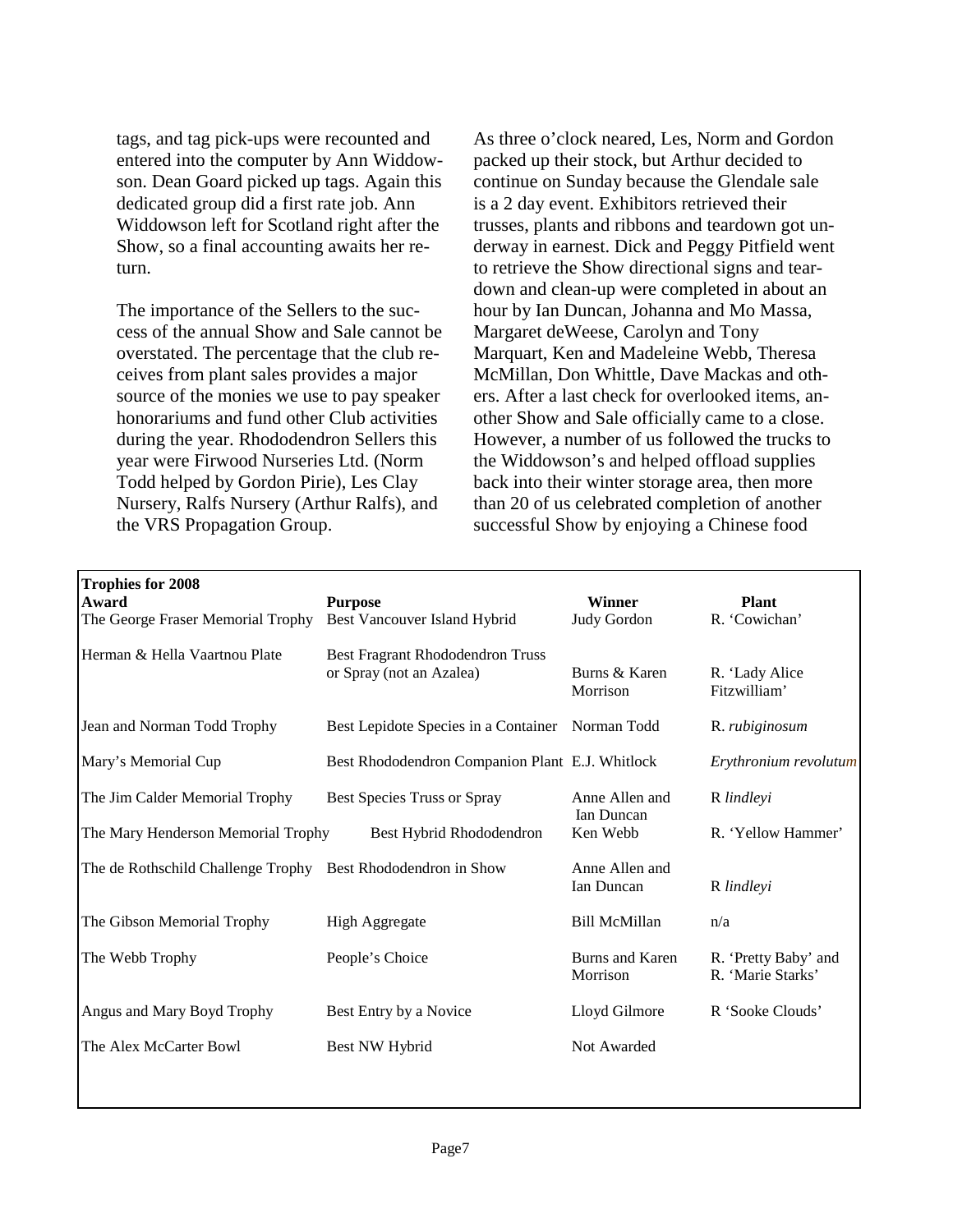tags, and tag pick-ups were recounted and entered into the computer by Ann Widdowson. Dean Goard picked up tags. Again this dedicated group did a first rate job. Ann Widdowson left for Scotland right after the Show, so a final accounting awaits her return.

The importance of the Sellers to the success of the annual Show and Sale cannot be overstated. The percentage that the club receives from plant sales provides a major source of the monies we use to pay speaker honorariums and fund other Club activities during the year. Rhododendron Sellers this year were Firwood Nurseries Ltd. (Norm Todd helped by Gordon Pirie), Les Clay Nursery, Ralfs Nursery (Arthur Ralfs), and the VRS Propagation Group.

As three o'clock neared, Les, Norm and Gordon packed up their stock, but Arthur decided to continue on Sunday because the Glendale sale is a 2 day event. Exhibitors retrieved their trusses, plants and ribbons and teardown got underway in earnest. Dick and Peggy Pitfield went to retrieve the Show directional signs and teardown and clean-up were completed in about an hour by Ian Duncan, Johanna and Mo Massa, Margaret deWeese, Carolyn and Tony Marquart, Ken and Madeleine Webb, Theresa McMillan, Don Whittle, Dave Mackas and others. After a last check for overlooked items, another Show and Sale officially came to a close. However, a number of us followed the trucks to the Widdowson's and helped offload supplies back into their winter storage area, then more than 20 of us celebrated completion of another successful Show by enjoying a Chinese food

**Trophies for 2008**

| Award | Purpose | Winner | Plant |
|---|---|---|---|
| The George Fraser Memorial Trophy | Best Vancouver Island Hybrid | Judy Gordon | R. 'Cowichan' |
| Herman & Hella Vaartnou Plate | Best Fragrant Rhododendron Truss or Spray (not an Azalea) | Burns & Karen Morrison | R. 'Lady Alice Fitzwilliam' |
| Jean and Norman Todd Trophy | Best Lepidote Species in a Container | Norman Todd | R. *rubiginosum* |
| Mary's Memorial Cup | Best Rhododendron Companion Plant | E.J. Whitlock | *Erythronium revolutum* |
| The Jim Calder Memorial Trophy | Best Species Truss or Spray | Anne Allen and Ian Duncan | R *lindleyi* |
| The Mary Henderson Memorial Trophy | Best Hybrid Rhododendron | Ken Webb | R. 'Yellow Hammer' |
| The de Rothschild Challenge Trophy | Best Rhododendron in Show | Anne Allen and Ian Duncan | R *lindleyi* |
| The Gibson Memorial Trophy | High Aggregate | Bill McMillan | n/a |
| The Webb Trophy | People's Choice | Burns and Karen Morrison | R. 'Pretty Baby' and R. 'Marie Starks' |
| Angus and Mary Boyd Trophy | Best Entry by a Novice | Lloyd Gilmore | R 'Sooke Clouds' |
| The Alex McCarter Bowl | Best NW Hybrid | Not Awarded | |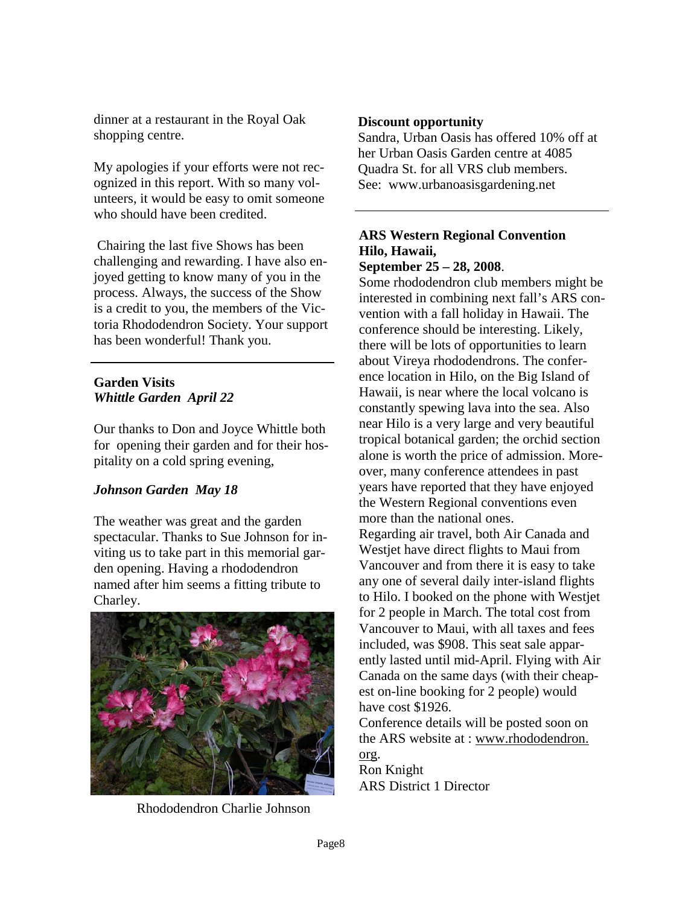dinner at a restaurant in the Royal Oak shopping centre.

My apologies if your efforts were not recognized in this report. With so many volunteers, it would be easy to omit someone who should have been credited.

Chairing the last five Shows has been challenging and rewarding. I have also enjoyed getting to know many of you in the process. Always, the success of the Show is a credit to you, the members of the Victoria Rhododendron Society. Your support has been wonderful! Thank you.

## Garden Visits

### *Whittle Garden April 22*

Our thanks to Don and Joyce Whittle both for opening their garden and for their hospitality on a cold spring evening,

### *Johnson Garden May 18*

The weather was great and the garden spectacular. Thanks to Sue Johnson for inviting us to take part in this memorial garden opening. Having a rhododendron named after him seems a fitting tribute to Charley.

Rhododendron Charlie Johnson

## Discount opportunity

Sandra, Urban Oasis has offered 10% off at her Urban Oasis Garden centre at 4085 Quadra St. for all VRS club members. See: www.urbanoasisgardening.net

## ARS Western Regional Convention Hilo, Hawaii, September 25 – 28, 2008.

Some rhododendron club members might be interested in combining next fall's ARS convention with a fall holiday in Hawaii. The conference should be interesting. Likely, there will be lots of opportunities to learn about Vireya rhododendrons. The conference location in Hilo, on the Big Island of Hawaii, is near where the local volcano is constantly spewing lava into the sea. Also near Hilo is a very large and very beautiful tropical botanical garden; the orchid section alone is worth the price of admission. Moreover, many conference attendees in past years have reported that they have enjoyed the Western Regional conventions even more than the national ones.

Regarding air travel, both Air Canada and Westjet have direct flights to Maui from Vancouver and from there it is easy to take any one of several daily inter-island flights to Hilo. I booked on the phone with Westjet for 2 people in March. The total cost from Vancouver to Maui, with all taxes and fees included, was $908. This seat sale apparently lasted until mid-April. Flying with Air Canada on the same days (with their cheapest on-line booking for 2 people) would have cost $1926.

Conference details will be posted soon on the ARS website at : www.rhododendron.org.

Ron Knight
ARS District 1 Director